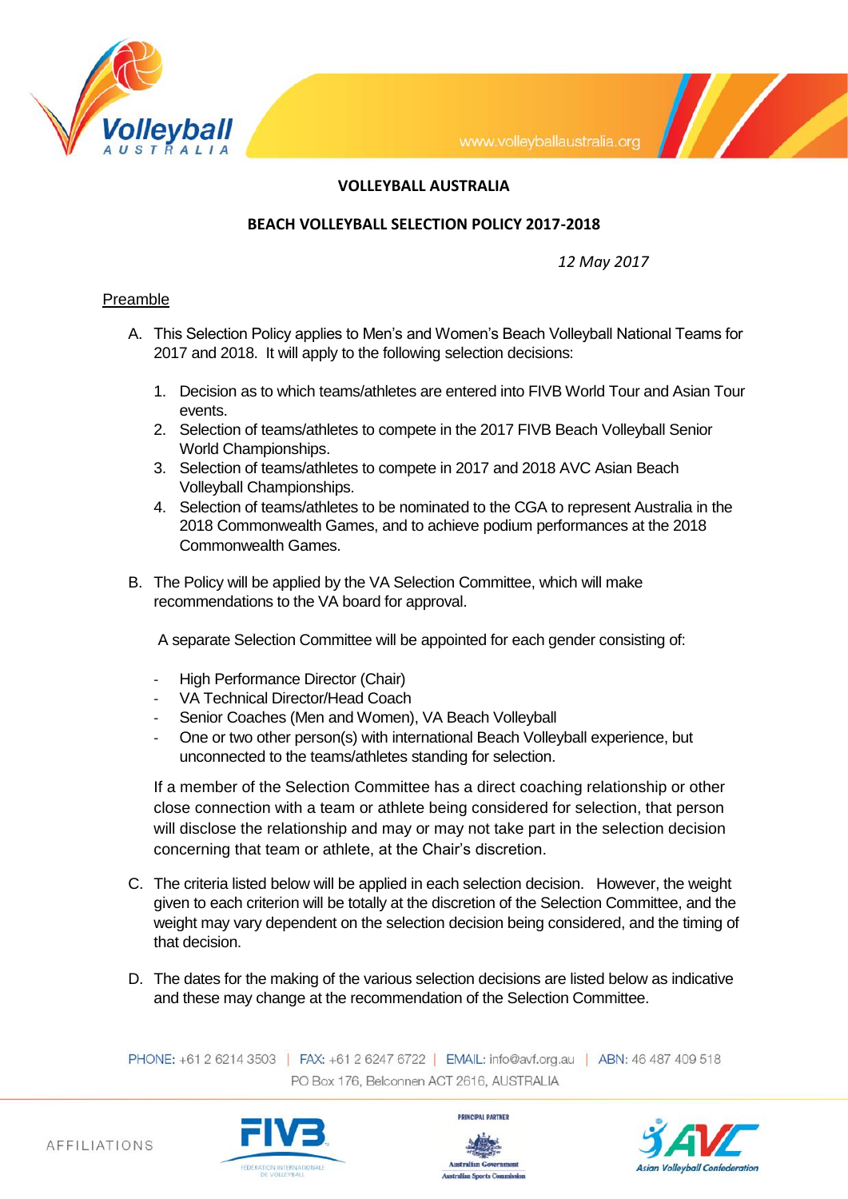**VOLLEYBALL AUSTRALIA**

**BEACH VOLLEYBALL SELECTION POLICY 2017-2018**

*12 May 2017*

Preamble

A. This Selection Policy applies to Men's and Women's Beach Volleyball National Teams for 2017 and 2018. It will apply to the following selection decisions:

   1. Decision as to which teams/athletes are entered into FIVB World Tour and Asian Tour events.
   2. Selection of teams/athletes to compete in the 2017 FIVB Beach Volleyball Senior World Championships.
   3. Selection of teams/athletes to compete in 2017 and 2018 AVC Asian Beach Volleyball Championships.
   4. Selection of teams/athletes to be nominated to the CGA to represent Australia in the 2018 Commonwealth Games, and to achieve podium performances at the 2018 Commonwealth Games.

B. The Policy will be applied by the VA Selection Committee, which will make recommendations to the VA board for approval.

   A separate Selection Committee will be appointed for each gender consisting of:

   - High Performance Director (Chair)
   - VA Technical Director/Head Coach
   - Senior Coaches (Men and Women), VA Beach Volleyball
   - One or two other person(s) with international Beach Volleyball experience, but unconnected to the teams/athletes standing for selection.

   If a member of the Selection Committee has a direct coaching relationship or other close connection with a team or athlete being considered for selection, that person will disclose the relationship and may or may not take part in the selection decision concerning that team or athlete, at the Chair's discretion.

C. The criteria listed below will be applied in each selection decision. However, the weight given to each criterion will be totally at the discretion of the Selection Committee, and the weight may vary dependent on the selection decision being considered, and the timing of that decision.

D. The dates for the making of the various selection decisions are listed below as indicative and these may change at the recommendation of the Selection Committee.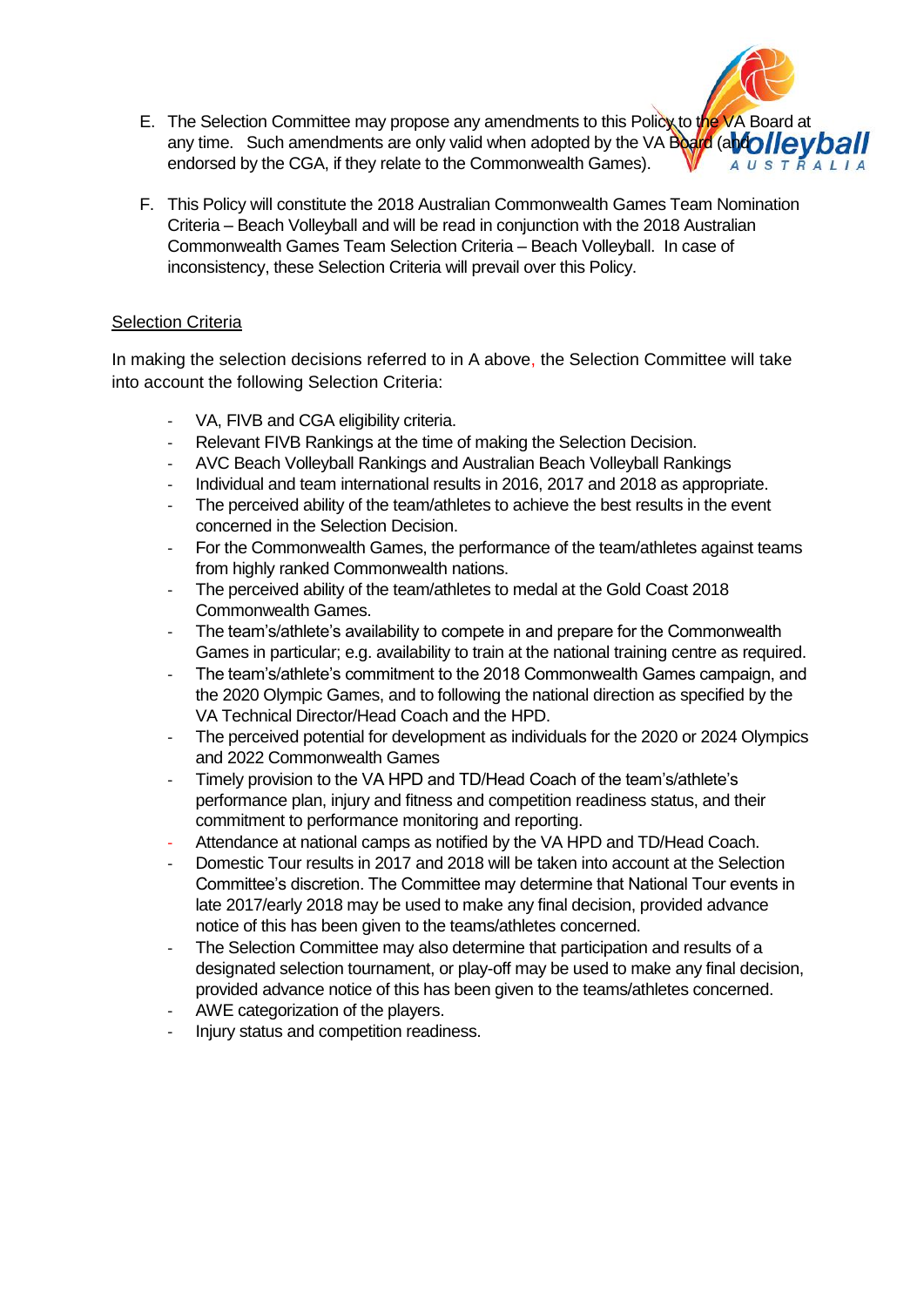E. The Selection Committee may propose any amendments to this Policy to the VA Board at any time. Such amendments are only valid when adopted by the VA Board (and endorsed by the CGA, if they relate to the Commonwealth Games).

F. This Policy will constitute the 2018 Australian Commonwealth Games Team Nomination Criteria – Beach Volleyball and will be read in conjunction with the 2018 Australian Commonwealth Games Team Selection Criteria – Beach Volleyball. In case of inconsistency, these Selection Criteria will prevail over this Policy.

## Selection Criteria

In making the selection decisions referred to in A above, the Selection Committee will take into account the following Selection Criteria:

- VA, FIVB and CGA eligibility criteria.
- Relevant FIVB Rankings at the time of making the Selection Decision.
- AVC Beach Volleyball Rankings and Australian Beach Volleyball Rankings
- Individual and team international results in 2016, 2017 and 2018 as appropriate.
- The perceived ability of the team/athletes to achieve the best results in the event concerned in the Selection Decision.
- For the Commonwealth Games, the performance of the team/athletes against teams from highly ranked Commonwealth nations.
- The perceived ability of the team/athletes to medal at the Gold Coast 2018 Commonwealth Games.
- The team's/athlete's availability to compete in and prepare for the Commonwealth Games in particular; e.g. availability to train at the national training centre as required.
- The team's/athlete's commitment to the 2018 Commonwealth Games campaign, and the 2020 Olympic Games, and to following the national direction as specified by the VA Technical Director/Head Coach and the HPD.
- The perceived potential for development as individuals for the 2020 or 2024 Olympics and 2022 Commonwealth Games
- Timely provision to the VA HPD and TD/Head Coach of the team's/athlete's performance plan, injury and fitness and competition readiness status, and their commitment to performance monitoring and reporting.
- Attendance at national camps as notified by the VA HPD and TD/Head Coach.
- Domestic Tour results in 2017 and 2018 will be taken into account at the Selection Committee's discretion. The Committee may determine that National Tour events in late 2017/early 2018 may be used to make any final decision, provided advance notice of this has been given to the teams/athletes concerned.
- The Selection Committee may also determine that participation and results of a designated selection tournament, or play-off may be used to make any final decision, provided advance notice of this has been given to the teams/athletes concerned.
- AWE categorization of the players.
- Injury status and competition readiness.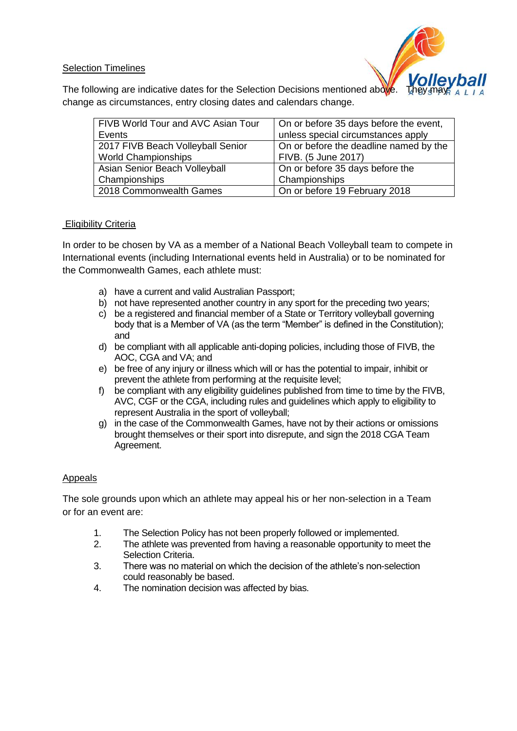Selection Timelines

The following are indicative dates for the Selection Decisions mentioned above. They may change as circumstances, entry closing dates and calendars change.

| FIVB World Tour and AVC Asian Tour Events | On or before 35 days before the event, unless special circumstances apply |
|---|---|
| 2017 FIVB Beach Volleyball Senior World Championships | On or before the deadline named by the FIVB. (5 June 2017) |
| Asian Senior Beach Volleyball Championships | On or before 35 days before the Championships |
| 2018 Commonwealth Games | On or before 19 February 2018 |

Eligibility Criteria

In order to be chosen by VA as a member of a National Beach Volleyball team to compete in International events (including International events held in Australia) or to be nominated for the Commonwealth Games, each athlete must:

a) have a current and valid Australian Passport;
b) not have represented another country in any sport for the preceding two years;
c) be a registered and financial member of a State or Territory volleyball governing body that is a Member of VA (as the term "Member" is defined in the Constitution); and
d) be compliant with all applicable anti-doping policies, including those of FIVB, the AOC, CGA and VA; and
e) be free of any injury or illness which will or has the potential to impair, inhibit or prevent the athlete from performing at the requisite level;
f) be compliant with any eligibility guidelines published from time to time by the FIVB, AVC, CGF or the CGA, including rules and guidelines which apply to eligibility to represent Australia in the sport of volleyball;
g) in the case of the Commonwealth Games, have not by their actions or omissions brought themselves or their sport into disrepute, and sign the 2018 CGA Team Agreement.

Appeals

The sole grounds upon which an athlete may appeal his or her non-selection in a Team or for an event are:

1. The Selection Policy has not been properly followed or implemented.
2. The athlete was prevented from having a reasonable opportunity to meet the Selection Criteria.
3. There was no material on which the decision of the athlete's non-selection could reasonably be based.
4. The nomination decision was affected by bias.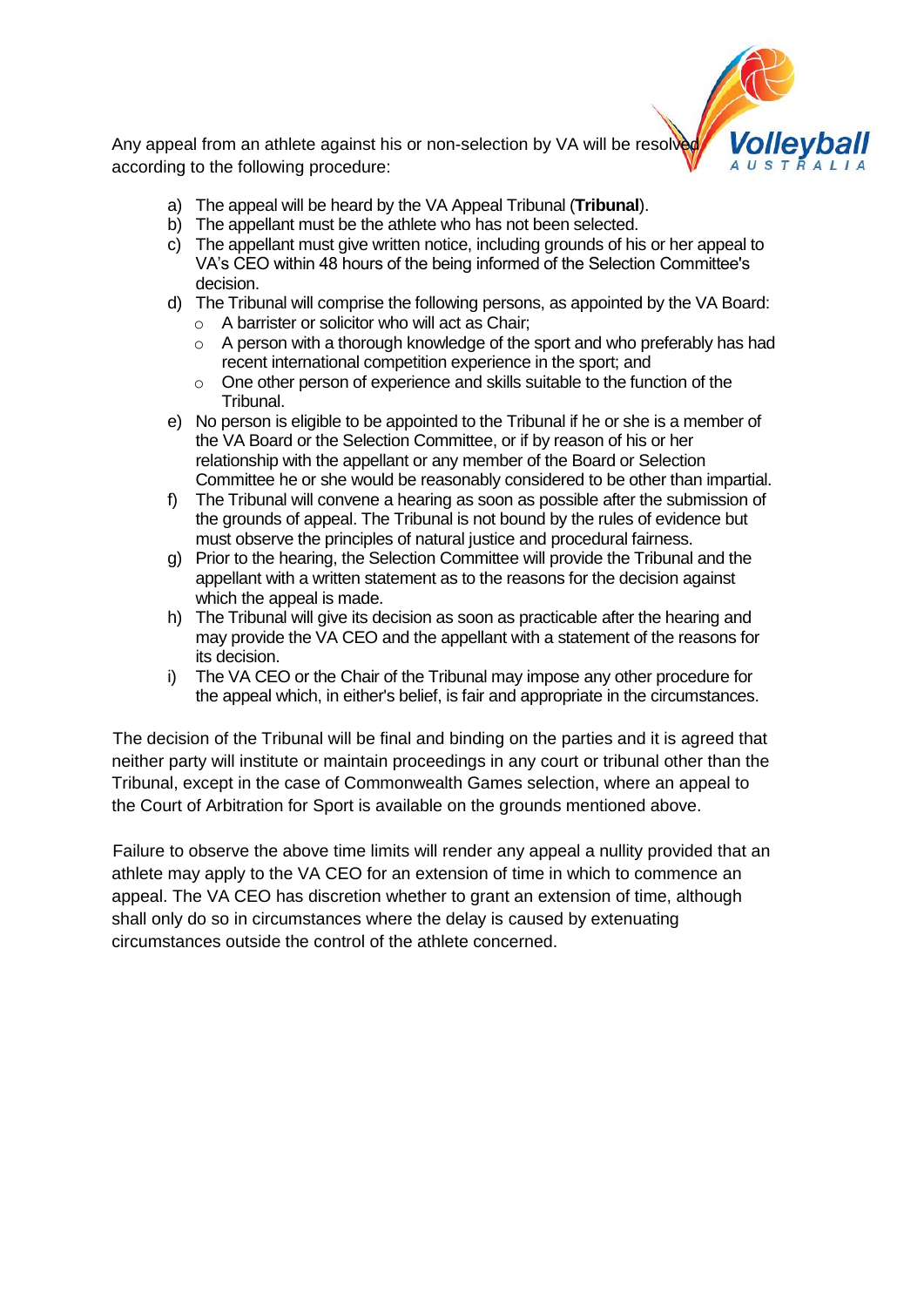Any appeal from an athlete against his or non-selection by VA will be resolved according to the following procedure:

a) The appeal will be heard by the VA Appeal Tribunal (**Tribunal**).
b) The appellant must be the athlete who has not been selected.
c) The appellant must give written notice, including grounds of his or her appeal to VA's CEO within 48 hours of the being informed of the Selection Committee's decision.
d) The Tribunal will comprise the following persons, as appointed by the VA Board:
   - A barrister or solicitor who will act as Chair;
   - A person with a thorough knowledge of the sport and who preferably has had recent international competition experience in the sport; and
   - One other person of experience and skills suitable to the function of the Tribunal.
e) No person is eligible to be appointed to the Tribunal if he or she is a member of the VA Board or the Selection Committee, or if by reason of his or her relationship with the appellant or any member of the Board or Selection Committee he or she would be reasonably considered to be other than impartial.
f) The Tribunal will convene a hearing as soon as possible after the submission of the grounds of appeal. The Tribunal is not bound by the rules of evidence but must observe the principles of natural justice and procedural fairness.
g) Prior to the hearing, the Selection Committee will provide the Tribunal and the appellant with a written statement as to the reasons for the decision against which the appeal is made.
h) The Tribunal will give its decision as soon as practicable after the hearing and may provide the VA CEO and the appellant with a statement of the reasons for its decision.
i) The VA CEO or the Chair of the Tribunal may impose any other procedure for the appeal which, in either's belief, is fair and appropriate in the circumstances.

The decision of the Tribunal will be final and binding on the parties and it is agreed that neither party will institute or maintain proceedings in any court or tribunal other than the Tribunal, except in the case of Commonwealth Games selection, where an appeal to the Court of Arbitration for Sport is available on the grounds mentioned above.

Failure to observe the above time limits will render any appeal a nullity provided that an athlete may apply to the VA CEO for an extension of time in which to commence an appeal. The VA CEO has discretion whether to grant an extension of time, although shall only do so in circumstances where the delay is caused by extenuating circumstances outside the control of the athlete concerned.